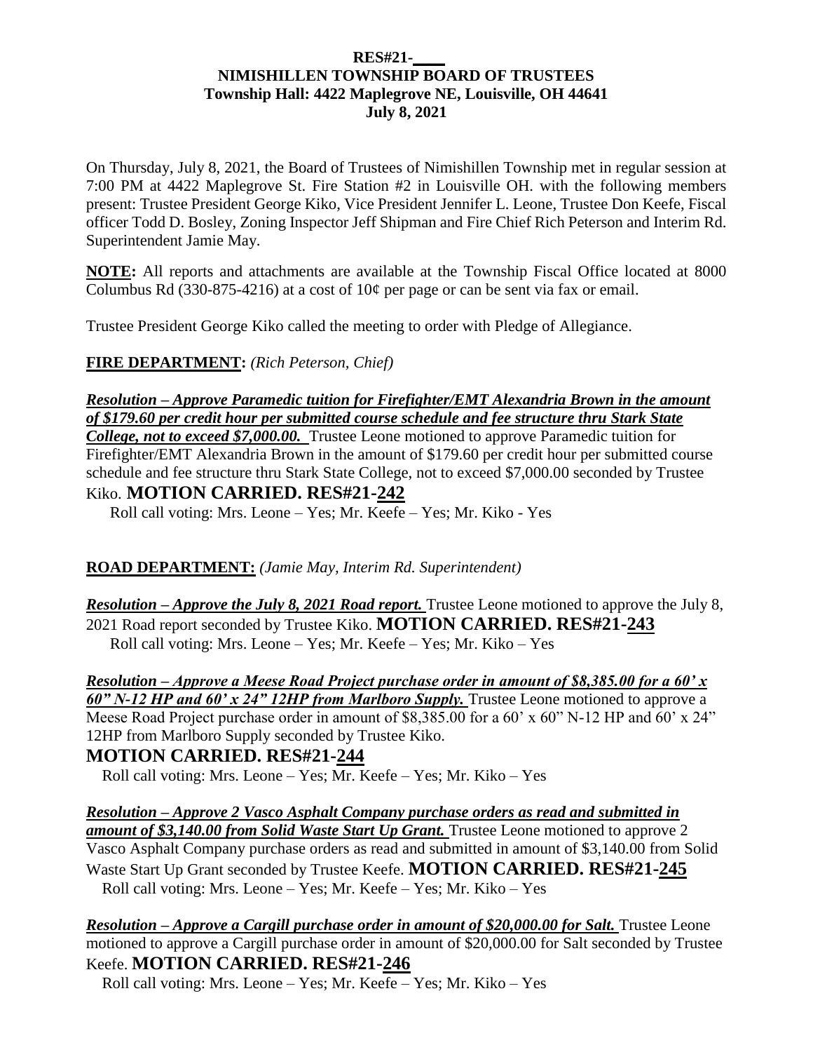**RES#21-____**
**NIMISHILLEN TOWNSHIP BOARD OF TRUSTEES**
**Township Hall: 4422 Maplegrove NE, Louisville, OH 44641**
**July 8, 2021**

On Thursday, July 8, 2021, the Board of Trustees of Nimishillen Township met in regular session at 7:00 PM at 4422 Maplegrove St. Fire Station #2 in Louisville OH. with the following members present: Trustee President George Kiko, Vice President Jennifer L. Leone, Trustee Don Keefe, Fiscal officer Todd D. Bosley, Zoning Inspector Jeff Shipman and Fire Chief Rich Peterson and Interim Rd. Superintendent Jamie May.

**NOTE:** All reports and attachments are available at the Township Fiscal Office located at 8000 Columbus Rd (330-875-4216) at a cost of 10¢ per page or can be sent via fax or email.

Trustee President George Kiko called the meeting to order with Pledge of Allegiance.

**FIRE DEPARTMENT:** *(Rich Peterson, Chief)*

***Resolution – Approve Paramedic tuition for Firefighter/EMT Alexandria Brown in the amount of $179.60 per credit hour per submitted course schedule and fee structure thru Stark State College, not to exceed $7,000.00.*** Trustee Leone motioned to approve Paramedic tuition for Firefighter/EMT Alexandria Brown in the amount of $179.60 per credit hour per submitted course schedule and fee structure thru Stark State College, not to exceed $7,000.00 seconded by Trustee Kiko. **MOTION CARRIED. RES#21-242**

Roll call voting: Mrs. Leone – Yes; Mr. Keefe – Yes; Mr. Kiko - Yes

**ROAD DEPARTMENT:** *(Jamie May, Interim Rd. Superintendent)*

***Resolution – Approve the July 8, 2021 Road report.*** Trustee Leone motioned to approve the July 8, 2021 Road report seconded by Trustee Kiko. **MOTION CARRIED. RES#21-243**

Roll call voting: Mrs. Leone – Yes; Mr. Keefe – Yes; Mr. Kiko – Yes

***Resolution – Approve a Meese Road Project purchase order in amount of $8,385.00 for a 60' x 60" N-12 HP and 60' x 24" 12HP from Marlboro Supply.*** Trustee Leone motioned to approve a Meese Road Project purchase order in amount of $8,385.00 for a 60' x 60" N-12 HP and 60' x 24" 12HP from Marlboro Supply seconded by Trustee Kiko.

**MOTION CARRIED. RES#21-244**

Roll call voting: Mrs. Leone – Yes; Mr. Keefe – Yes; Mr. Kiko – Yes

***Resolution – Approve 2 Vasco Asphalt Company purchase orders as read and submitted in amount of $3,140.00 from Solid Waste Start Up Grant.*** Trustee Leone motioned to approve 2 Vasco Asphalt Company purchase orders as read and submitted in amount of $3,140.00 from Solid Waste Start Up Grant seconded by Trustee Keefe. **MOTION CARRIED. RES#21-245**

Roll call voting: Mrs. Leone – Yes; Mr. Keefe – Yes; Mr. Kiko – Yes

***Resolution – Approve a Cargill purchase order in amount of $20,000.00 for Salt.*** Trustee Leone motioned to approve a Cargill purchase order in amount of $20,000.00 for Salt seconded by Trustee Keefe. **MOTION CARRIED. RES#21-246**

Roll call voting: Mrs. Leone – Yes; Mr. Keefe – Yes; Mr. Kiko – Yes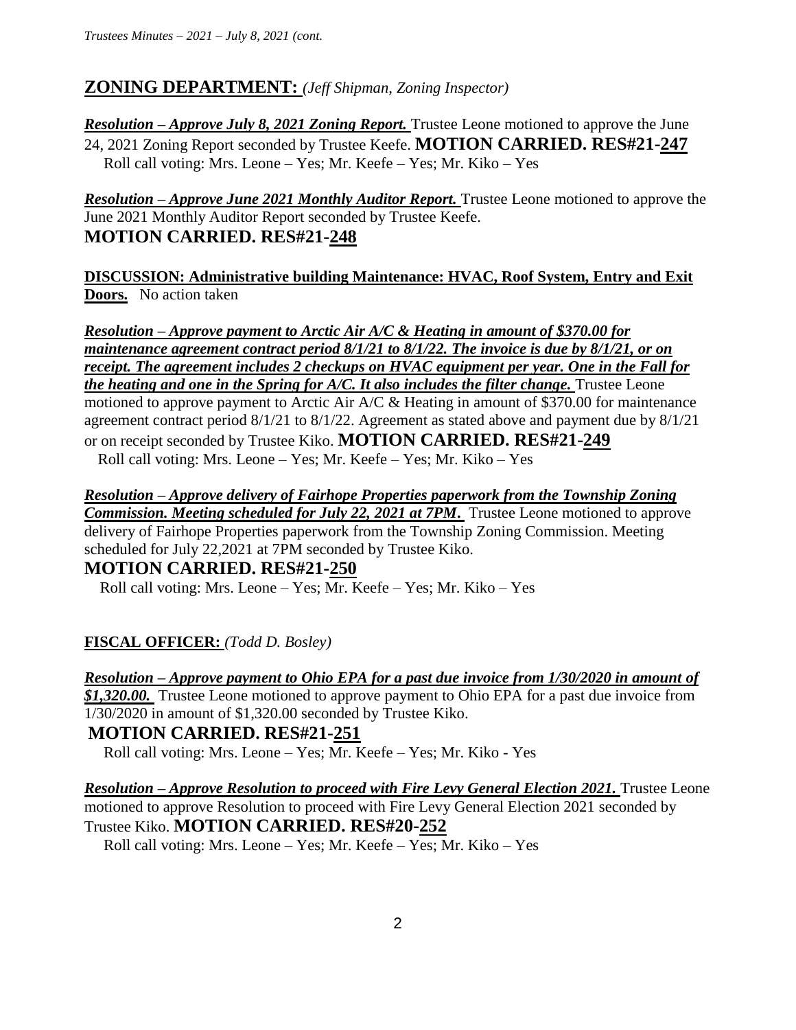## **ZONING DEPARTMENT:** *(Jeff Shipman, Zoning Inspector)*

***Resolution – Approve July 8, 2021 Zoning Report.*** Trustee Leone motioned to approve the June 24, 2021 Zoning Report seconded by Trustee Keefe. **MOTION CARRIED. RES#21-247**
Roll call voting: Mrs. Leone – Yes; Mr. Keefe – Yes; Mr. Kiko – Yes

***Resolution – Approve June 2021 Monthly Auditor Report.*** Trustee Leone motioned to approve the June 2021 Monthly Auditor Report seconded by Trustee Keefe.
**MOTION CARRIED. RES#21-248**

**DISCUSSION: Administrative building Maintenance: HVAC, Roof System, Entry and Exit Doors.** No action taken

***Resolution – Approve payment to Arctic Air A/C & Heating in amount of $370.00 for maintenance agreement contract period 8/1/21 to 8/1/22. The invoice is due by 8/1/21, or on receipt. The agreement includes 2 checkups on HVAC equipment per year. One in the Fall for the heating and one in the Spring for A/C. It also includes the filter change.*** Trustee Leone motioned to approve payment to Arctic Air A/C & Heating in amount of $370.00 for maintenance agreement contract period 8/1/21 to 8/1/22. Agreement as stated above and payment due by 8/1/21 or on receipt seconded by Trustee Kiko. **MOTION CARRIED. RES#21-249**
Roll call voting: Mrs. Leone – Yes; Mr. Keefe – Yes; Mr. Kiko – Yes

***Resolution – Approve delivery of Fairhope Properties paperwork from the Township Zoning Commission. Meeting scheduled for July 22, 2021 at 7PM.*** Trustee Leone motioned to approve delivery of Fairhope Properties paperwork from the Township Zoning Commission. Meeting scheduled for July 22,2021 at 7PM seconded by Trustee Kiko.
**MOTION CARRIED. RES#21-250**
Roll call voting: Mrs. Leone – Yes; Mr. Keefe – Yes; Mr. Kiko – Yes

**FISCAL OFFICER:** *(Todd D. Bosley)*

***Resolution – Approve payment to Ohio EPA for a past due invoice from 1/30/2020 in amount of $1,320.00.*** Trustee Leone motioned to approve payment to Ohio EPA for a past due invoice from 1/30/2020 in amount of $1,320.00 seconded by Trustee Kiko.
**MOTION CARRIED. RES#21-251**
Roll call voting: Mrs. Leone – Yes; Mr. Keefe – Yes; Mr. Kiko - Yes

***Resolution – Approve Resolution to proceed with Fire Levy General Election 2021.*** Trustee Leone motioned to approve Resolution to proceed with Fire Levy General Election 2021 seconded by Trustee Kiko. **MOTION CARRIED. RES#20-252**
Roll call voting: Mrs. Leone – Yes; Mr. Keefe – Yes; Mr. Kiko – Yes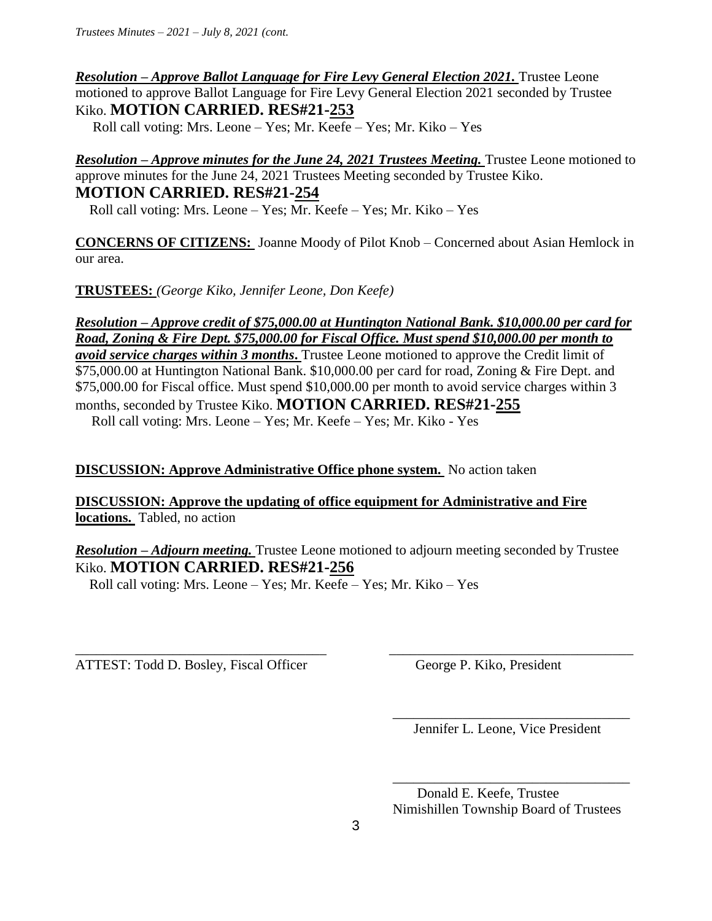***Resolution – Approve Ballot Language for Fire Levy General Election 2021.*** Trustee Leone motioned to approve Ballot Language for Fire Levy General Election 2021 seconded by Trustee Kiko. **MOTION CARRIED. RES#21-253**

Roll call voting: Mrs. Leone – Yes; Mr. Keefe – Yes; Mr. Kiko – Yes

***Resolution – Approve minutes for the June 24, 2021 Trustees Meeting.*** Trustee Leone motioned to approve minutes for the June 24, 2021 Trustees Meeting seconded by Trustee Kiko.

**MOTION CARRIED. RES#21-254**

Roll call voting: Mrs. Leone – Yes; Mr. Keefe – Yes; Mr. Kiko – Yes

**CONCERNS OF CITIZENS:** Joanne Moody of Pilot Knob – Concerned about Asian Hemlock in our area.

**TRUSTEES:** *(George Kiko, Jennifer Leone, Don Keefe)*

***Resolution – Approve credit of $75,000.00 at Huntington National Bank. $10,000.00 per card for Road, Zoning & Fire Dept. $75,000.00 for Fiscal Office. Must spend $10,000.00 per month to avoid service charges within 3 months.*** Trustee Leone motioned to approve the Credit limit of $75,000.00 at Huntington National Bank. $10,000.00 per card for road, Zoning & Fire Dept. and $75,000.00 for Fiscal office. Must spend $10,000.00 per month to avoid service charges within 3 months, seconded by Trustee Kiko. **MOTION CARRIED. RES#21-255**

Roll call voting: Mrs. Leone – Yes; Mr. Keefe – Yes; Mr. Kiko - Yes

**DISCUSSION: Approve Administrative Office phone system.** No action taken

**DISCUSSION: Approve the updating of office equipment for Administrative and Fire locations.** Tabled, no action

***Resolution – Adjourn meeting.*** Trustee Leone motioned to adjourn meeting seconded by Trustee Kiko. **MOTION CARRIED. RES#21-256**

Roll call voting: Mrs. Leone – Yes; Mr. Keefe – Yes; Mr. Kiko – Yes

___________________________________
ATTEST: Todd D. Bosley, Fiscal Officer

___________________________________
George P. Kiko, President

___________________________________
Jennifer L. Leone, Vice President

___________________________________
Donald E. Keefe, Trustee
Nimishillen Township Board of Trustees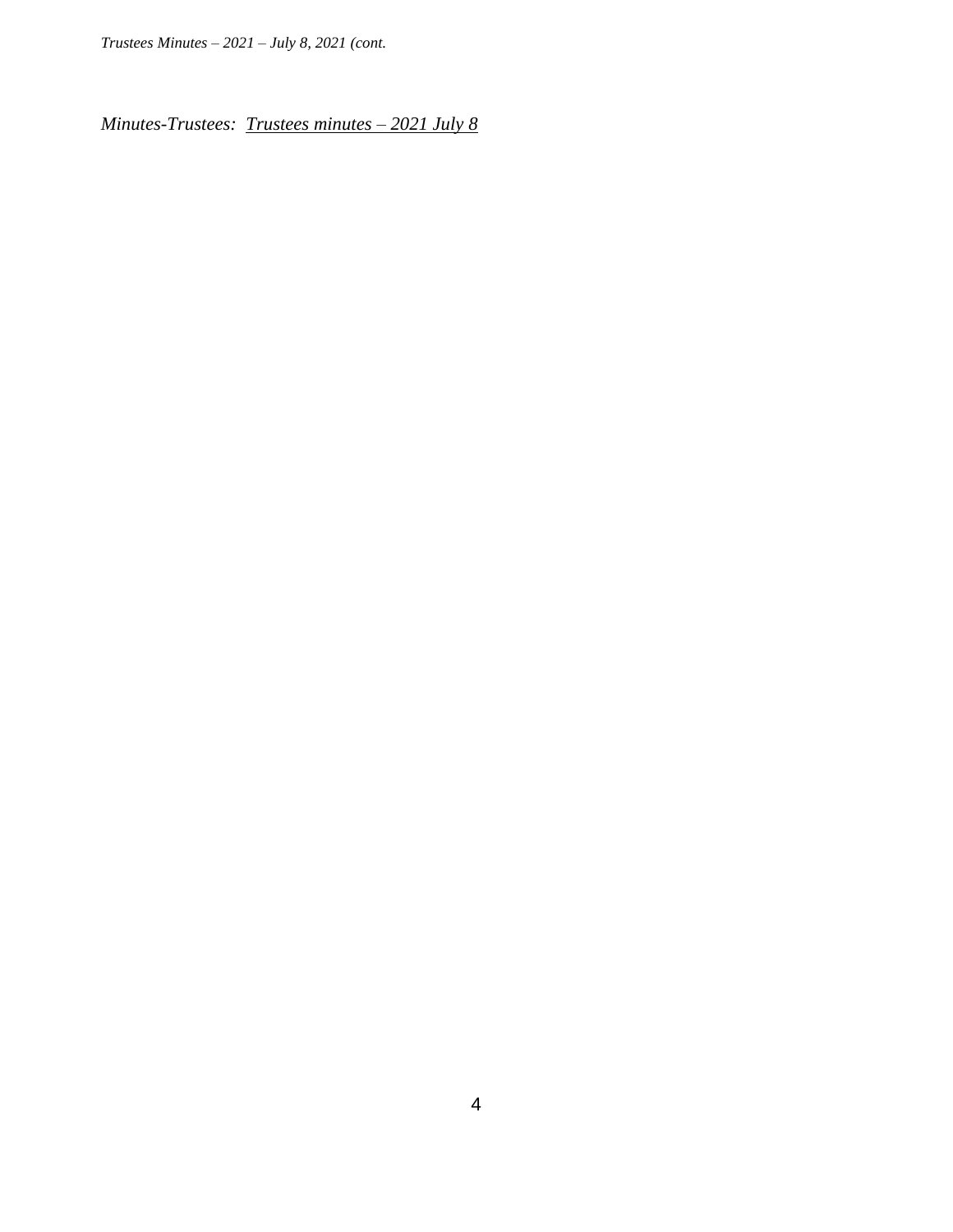*Minutes-Trustees: Trustees minutes – 2021 July 8*